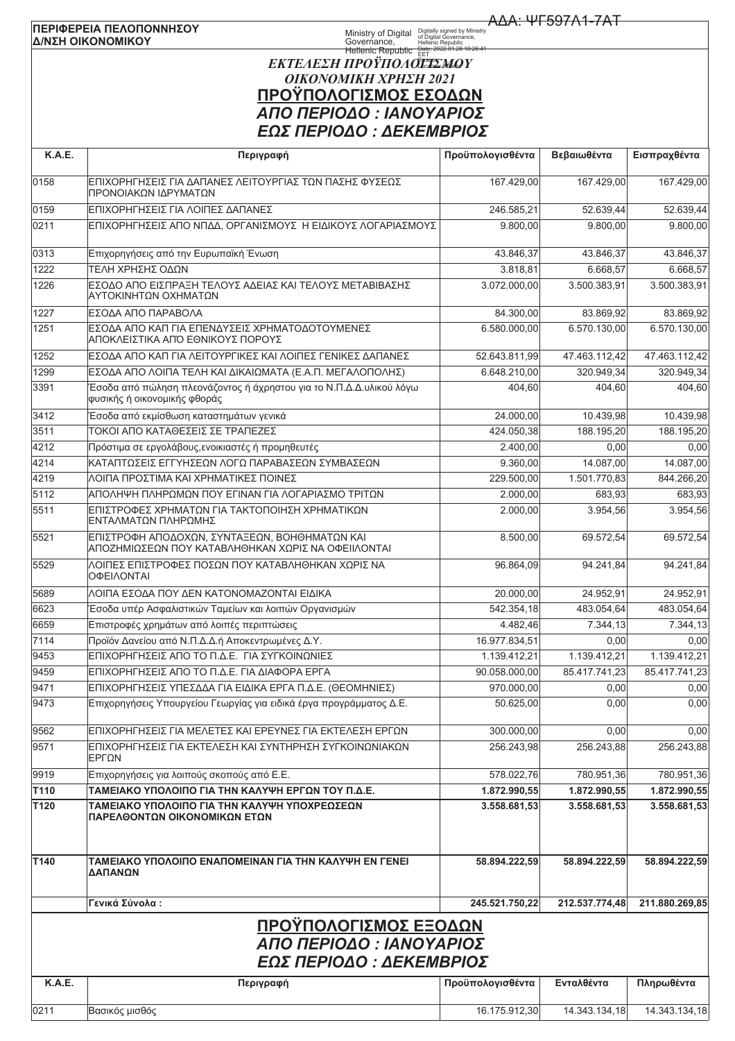ΑΔΑ: ΨΓ597Λ1-7ΑΤ

**ΠΕΡΙΦΕΡΕΙΑ ΠΕΛΟΠΟΝΝΗΣΟΥ**
**Δ/ΝΣΗ ΟΙΚΟΝΟΜΙΚΟΥ**

Ministry of Digital Governance, Hellenic Republic — Digitally signed by Ministry of Digital Governance, Hellenic Republic Date: 2022.01.28 10:26:41 EET

## *ΕΚΤΕΛΕΣΗ ΠΡΟΫΠΟΛΟΓΙΣΜΟΥ*
## *ΟΙΚΟΝΟΜΙΚΗ ΧΡΗΣΗ 2021*

## ΠΡΟΫΠΟΛΟΓΙΣΜΟΣ ΕΣΟΔΩΝ
### *ΑΠΟ ΠΕΡΙΟΔΟ : ΙΑΝΟΥΑΡΙΟΣ*
### *ΕΩΣ ΠΕΡΙΟΔΟ : ΔΕΚΕΜΒΡΙΟΣ*

| Κ.Α.Ε. | Περιγραφή | Προϋπολογισθέντα | Βεβαιωθέντα | Εισπραχθέντα |
|---|---|---|---|---|
| 0158 | ΕΠΙΧΟΡΗΓΗΣΕΙΣ ΓΙΑ ΔΑΠΑΝΕΣ ΛΕΙΤΟΥΡΓΙΑΣ ΤΩΝ ΠΑΣΗΣ ΦΥΣΕΩΣ ΠΡΟΝΟΙΑΚΩΝ ΙΔΡΥΜΑΤΩΝ | 167.429,00 | 167.429,00 | 167.429,00 |
| 0159 | ΕΠΙΧΟΡΗΓΗΣΕΙΣ ΓΙΑ ΛΟΙΠΕΣ ΔΑΠΑΝΕΣ | 246.585,21 | 52.639,44 | 52.639,44 |
| 0211 | ΕΠΙΧΟΡΗΓΗΣΕΙΣ ΑΠΟ ΝΠΔΔ, ΟΡΓΑΝΙΣΜΟΥΣ Η ΕΙΔΙΚΟΥΣ ΛΟΓΑΡΙΑΣΜΟΥΣ | 9.800,00 | 9.800,00 | 9.800,00 |
| 0313 | Επιχορηγήσεις από την Ευρωπαϊκή Ένωση | 43.846,37 | 43.846,37 | 43.846,37 |
| 1222 | ΤΕΛΗ ΧΡΗΣΗΣ ΟΔΩΝ | 3.818,81 | 6.668,57 | 6.668,57 |
| 1226 | ΕΣΟΔΟ ΑΠΟ ΕΙΣΠΡΑΞΗ ΤΕΛΟΥΣ ΑΔΕΙΑΣ ΚΑΙ ΤΕΛΟΥΣ ΜΕΤΑΒΙΒΑΣΗΣ ΑΥΤΟΚΙΝΗΤΩΝ ΟΧΗΜΑΤΩΝ | 3.072.000,00 | 3.500.383,91 | 3.500.383,91 |
| 1227 | ΕΣΟΔΑ ΑΠΟ ΠΑΡΑΒΟΛΑ | 84.300,00 | 83.869,92 | 83.869,92 |
| 1251 | ΕΣΟΔΑ ΑΠΟ ΚΑΠ ΓΙΑ ΕΠΕΝΔΥΣΕΙΣ ΧΡΗΜΑΤΟΔΟΤΟΥΜΕΝΕΣ ΑΠΟΚΛΕΙΣΤΙΚΑ ΑΠΌ ΕΘΝΙΚΟΥΣ ΠΟΡΟΥΣ | 6.580.000,00 | 6.570.130,00 | 6.570.130,00 |
| 1252 | ΕΣΟΔΑ ΑΠΟ ΚΑΠ ΓΙΑ ΛΕΙΤΟΥΡΓΙΚΕΣ ΚΑΙ ΛΟΙΠΕΣ ΓΕΝΙΚΕΣ ΔΑΠΑΝΕΣ | 52.643.811,99 | 47.463.112,42 | 47.463.112,42 |
| 1299 | ΕΣΟΔΑ ΑΠΟ ΛΟΙΠΑ ΤΕΛΗ ΚΑΙ ΔΙΚΑΙΩΜΑΤΑ (Ε.Α.Π. ΜΕΓΑΛΟΠΟΛΗΣ) | 6.648.210,00 | 320.949,34 | 320.949,34 |
| 3391 | Έσοδα από πώληση πλεονάζοντος ή άχρηστου για το Ν.Π.Δ.Δ.υλικού λόγω φυσικής ή οικονομικής φθοράς | 404,60 | 404,60 | 404,60 |
| 3412 | Έσοδα από εκμίσθωση καταστημάτων γενικά | 24.000,00 | 10.439,98 | 10.439,98 |
| 3511 | ΤΟΚΟΙ ΑΠΟ ΚΑΤΑΘΕΣΕΙΣ ΣΕ ΤΡΑΠΕΖΕΣ | 424.050,38 | 188.195,20 | 188.195,20 |
| 4212 | Πρόστιμα σε εργολάβους,ενοικιαστές ή προμηθευτές | 2.400,00 | 0,00 | 0,00 |
| 4214 | ΚΑΤΑΠΤΩΣΕΙΣ ΕΓΓΥΗΣΕΩΝ ΛΟΓΩ ΠΑΡΑΒΑΣΕΩΝ ΣΥΜΒΑΣΕΩΝ | 9.360,00 | 14.087,00 | 14.087,00 |
| 4219 | ΛΟΙΠΑ ΠΡΟΣΤΙΜΑ ΚΑΙ ΧΡΗΜΑΤΙΚΕΣ ΠΟΙΝΕΣ | 229.500,00 | 1.501.770,83 | 844.266,20 |
| 5112 | ΑΠΟΛΗΨΗ ΠΛΗΡΩΜΩΝ ΠΟΥ ΕΓΙΝΑΝ ΓΙΑ ΛΟΓΑΡΙΑΣΜΟ ΤΡΙΤΩΝ | 2.000,00 | 683,93 | 683,93 |
| 5511 | ΕΠΙΣΤΡΟΦΕΣ ΧΡΗΜΑΤΩΝ ΓΙΑ ΤΑΚΤΟΠΟΙΗΣΗ ΧΡΗΜΑΤΙΚΩΝ ΕΝΤΑΛΜΑΤΩΝ ΠΛΗΡΩΜΗΣ | 2.000,00 | 3.954,56 | 3.954,56 |
| 5521 | ΕΠΙΣΤΡΟΦΗ ΑΠΟΔΟΧΩΝ, ΣΥΝΤΑΞΕΩΝ, ΒΟΗΘΗΜΑΤΩΝ ΚΑΙ ΑΠΟΖΗΜΙΩΣΕΩΝ ΠΟΥ ΚΑΤΑΒΛΗΘΗΚΑΝ ΧΩΡΙΣ ΝΑ ΟΦΕΙΛΟΝΤΑΙ | 8.500,00 | 69.572,54 | 69.572,54 |
| 5529 | ΛΟΙΠΕΣ ΕΠΙΣΤΡΟΦΕΣ ΠΟΣΩΝ ΠΟΥ ΚΑΤΑΒΛΗΘΗΚΑΝ ΧΩΡΙΣ ΝΑ ΟΦΕΙΛΟΝΤΑΙ | 96.864,09 | 94.241,84 | 94.241,84 |
| 5689 | ΛΟΙΠΑ ΕΣΟΔΑ ΠΟΥ ΔΕΝ ΚΑΤΟΝΟΜΑΖΟΝΤΑΙ ΕΙΔΙΚΑ | 20.000,00 | 24.952,91 | 24.952,91 |
| 6623 | Έσοδα υπέρ Ασφαλιστικών Ταμείων και λοιπών Οργανισμών | 542.354,18 | 483.054,64 | 483.054,64 |
| 6659 | Επιστροφές χρημάτων από λοιπές περιπτώσεις | 4.482,46 | 7.344,13 | 7.344,13 |
| 7114 | Προϊόν Δανείου από Ν.Π.Δ.Δ.ή Αποκεντρωμένες Δ.Υ. | 16.977.834,51 | 0,00 | 0,00 |
| 9453 | ΕΠΙΧΟΡΗΓΗΣΕΙΣ ΑΠΟ ΤΟ Π.Δ.Ε. ΓΙΑ ΣΥΓΚΟΙΝΩΝΙΕΣ | 1.139.412,21 | 1.139.412,21 | 1.139.412,21 |
| 9459 | ΕΠΙΧΟΡΗΓΗΣΕΙΣ ΑΠΟ ΤΟ Π.Δ.Ε. ΓΙΑ ΔΙΑΦΟΡΑ ΕΡΓΑ | 90.058.000,00 | 85.417.741,23 | 85.417.741,23 |
| 9471 | ΕΠΙΧΟΡΗΓΗΣΕΙΣ ΥΠΕΣΔΔΑ ΓΙΑ ΕΙΔΙΚΑ ΕΡΓΑ Π.Δ.Ε. (ΘΕΟΜΗΝΙΕΣ) | 970.000,00 | 0,00 | 0,00 |
| 9473 | Επιχορηγήσεις Υπουργείου Γεωργίας για ειδικά έργα προγράμματος Δ.Ε. | 50.625,00 | 0,00 | 0,00 |
| 9562 | ΕΠΙΧΟΡΗΓΗΣΕΙΣ ΓΙΑ ΜΕΛΕΤΕΣ ΚΑΙ ΕΡΕΥΝΕΣ ΓΙΑ ΕΚΤΕΛΕΣΗ ΕΡΓΩΝ | 300.000,00 | 0,00 | 0,00 |
| 9571 | ΕΠΙΧΟΡΗΓΗΣΕΙΣ ΓΙΑ ΕΚΤΕΛΕΣΗ ΚΑΙ ΣΥΝΤΗΡΗΣΗ ΣΥΓΚΟΙΝΩΝΙΑΚΩΝ ΕΡΓΩΝ | 256.243,98 | 256.243,88 | 256.243,88 |
| 9919 | Επιχορηγήσεις για λοιπούς σκοπούς από Ε.Ε. | 578.022,76 | 780.951,36 | 780.951,36 |
| **T110** | **ΤΑΜΕΙΑΚΟ ΥΠΟΛΟΙΠΟ ΓΙΑ ΤΗΝ ΚΑΛΥΨΗ ΕΡΓΩΝ ΤΟΥ Π.Δ.Ε.** | **1.872.990,55** | **1.872.990,55** | **1.872.990,55** |
| **T120** | **ΤΑΜΕΙΑΚΟ ΥΠΟΛΟΙΠΟ ΓΙΑ ΤΗΝ ΚΑΛΥΨΗ ΥΠΟΧΡΕΩΣΕΩΝ ΠΑΡΕΛΘΟΝΤΩΝ ΟΙΚΟΝΟΜΙΚΩΝ ΕΤΩΝ** | **3.558.681,53** | **3.558.681,53** | **3.558.681,53** |
| **T140** | **ΤΑΜΕΙΑΚΟ ΥΠΟΛΟΙΠΟ ΕΝΑΠΟΜΕΙΝΑΝ ΓΙΑ ΤΗΝ ΚΑΛΥΨΗ ΕΝ ΓΕΝΕΙ ΔΑΠΑΝΩΝ** | **58.894.222,59** | **58.894.222,59** | **58.894.222,59** |
| | **Γενικά Σύνολα :** | **245.521.750,22** | **212.537.774,48** | **211.880.269,85** |

## ΠΡΟΫΠΟΛΟΓΙΣΜΟΣ ΕΞΟΔΩΝ
### *ΑΠΟ ΠΕΡΙΟΔΟ : ΙΑΝΟΥΑΡΙΟΣ*
### *ΕΩΣ ΠΕΡΙΟΔΟ : ΔΕΚΕΜΒΡΙΟΣ*

| Κ.Α.Ε. | Περιγραφή | Προϋπολογισθέντα | Ενταλθέντα | Πληρωθέντα |
|---|---|---|---|---|
| 0211 | Βασικός μισθός | 16.175.912,30 | 14.343.134,18 | 14.343.134,18 |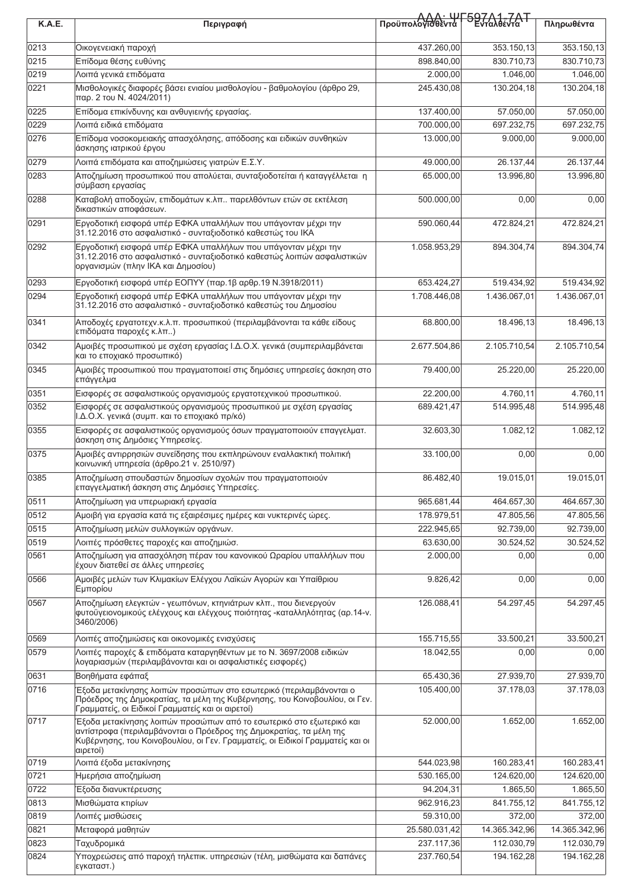| Κ.Α.Ε. | Περιγραφή | Προϋπολογισθέντα | Ενταλθέντα | Πληρωθέντα |
|---|---|---|---|---|
| 0213 | Οικογενειακή παροχή | 437.260,00 | 353.150,13 | 353.150,13 |
| 0215 | Επίδομα θέσης ευθύνης | 898.840,00 | 830.710,73 | 830.710,73 |
| 0219 | Λοιπά γενικά επιδόματα | 2.000,00 | 1.046,00 | 1.046,00 |
| 0221 | Μισθολογικές διαφορές βάσει ενιαίου μισθολογίου - βαθμολογίου (άρθρο 29, παρ. 2 του Ν. 4024/2011) | 245.430,08 | 130.204,18 | 130.204,18 |
| 0225 | Επίδομα επικίνδυνης και ανθυγιεινής εργασίας. | 137.400,00 | 57.050,00 | 57.050,00 |
| 0229 | Λοιπά ειδικά επιδόματα | 700.000,00 | 697.232,75 | 697.232,75 |
| 0276 | Επίδομα νοσοκομειακής απασχόλησης, απόδοσης και ειδικών συνθηκών άσκησης ιατρικού έργου | 13.000,00 | 9.000,00 | 9.000,00 |
| 0279 | Λοιπά επιδόματα και αποζημιώσεις γιατρών Ε.Σ.Υ. | 49.000,00 | 26.137,44 | 26.137,44 |
| 0283 | Αποζημίωση προσωπικού που απολύεται, συνταξιοδοτείται ή καταγγέλλεται η σύμβαση εργασίας | 65.000,00 | 13.996,80 | 13.996,80 |
| 0288 | Καταβολή αποδοχών, επιδομάτων κ.λπ.. παρελθόντων ετών σε εκτέλεση δικαστικών αποφάσεων. | 500.000,00 | 0,00 | 0,00 |
| 0291 | Εργοδοτική εισφορά υπέρ ΕΦΚΑ υπαλλήλων που υπάγονταν μέχρι την 31.12.2016 στο ασφαλιστικό - συνταξιοδοτικό καθεστώς του ΙΚΑ | 590.060,44 | 472.824,21 | 472.824,21 |
| 0292 | Εργοδοτική εισφορά υπέρ ΕΦΚΑ υπαλλήλων που υπάγονταν μέχρι την 31.12.2016 στο ασφαλιστικό - συνταξιοδοτικό καθεστώς λοιπών ασφαλιστικών οργανισμών (πλην ΙΚΑ και Δημοσίου) | 1.058.953,29 | 894.304,74 | 894.304,74 |
| 0293 | Εργοδοτική εισφορά υπέρ ΕΟΠΥΥ (παρ.1β αρθρ.19 Ν.3918/2011) | 653.424,27 | 519.434,92 | 519.434,92 |
| 0294 | Εργοδοτική εισφορά υπέρ ΕΦΚΑ υπαλλήλων που υπάγονταν μέχρι την 31.12.2016 στο ασφαλιστικό - συνταξιοδοτικό καθεστώς του Δημοσίου | 1.708.446,08 | 1.436.067,01 | 1.436.067,01 |
| 0341 | Αποδοχές εργατοτεχ.κ.λ.π. προσωπικού (περιλαμβάνονται τα κάθε είδους επιδόματα παροχές κ.λπ..) | 68.800,00 | 18.496,13 | 18.496,13 |
| 0342 | Αμοιβές προσωπικού με σχέση εργασίας Ι.Δ.Ο.Χ. γενικά (συμπεριλαμβάνεται και το εποχιακό προσωπικό) | 2.677.504,86 | 2.105.710,54 | 2.105.710,54 |
| 0345 | Αμοιβές προσωπικού που πραγματοποιεί στις δημόσιες υπηρεσίες άσκηση στο επάγγελμα | 79.400,00 | 25.220,00 | 25.220,00 |
| 0351 | Εισφορές σε ασφαλιστικούς οργανισμούς εργατοτεχνικού προσωπικού. | 22.200,00 | 4.760,11 | 4.760,11 |
| 0352 | Εισφορές σε ασφαλιστικούς οργανισμούς προσωπικού με σχέση εργασίας Ι.Δ.Ο.Χ. γενικά (συμπ. και το εποχιακό πρ/κό) | 689.421,47 | 514.995,48 | 514.995,48 |
| 0355 | Εισφορές σε ασφαλιστικούς οργανισμούς όσων πραγματοποιούν επαγγελματ. άσκηση στις Δημόσιες Υπηρεσίες. | 32.603,30 | 1.082,12 | 1.082,12 |
| 0375 | Αμοιβές αντιρρησιών συνείδησης που εκπληρώνουν εναλλακτική πολιτική κοινωνική υπηρεσία (άρθρο.21 ν. 2510/97) | 33.100,00 | 0,00 | 0,00 |
| 0385 | Αποζημίωση σπουδαστών δημοσίων σχολών που πραγματοποιούν επαγγελματική άσκηση στις Δημόσιες Υπηρεσίες. | 86.482,40 | 19.015,01 | 19.015,01 |
| 0511 | Αποζημίωση για υπερωριακή εργασία | 965.681,44 | 464.657,30 | 464.657,30 |
| 0512 | Αμοιβή για εργασία κατά τις εξαιρέσιμες ημέρες και νυκτερινές ώρες. | 178.979,51 | 47.805,56 | 47.805,56 |
| 0515 | Αποζημίωση μελών συλλογικών οργάνων. | 222.945,65 | 92.739,00 | 92.739,00 |
| 0519 | Λοιπές πρόσθετες παροχές και αποζημιώσ. | 63.630,00 | 30.524,52 | 30.524,52 |
| 0561 | Αποζημίωση για απασχόληση πέραν του κανονικού Ωραρίου υπαλλήλων που έχουν διατεθεί σε άλλες υπηρεσίες | 2.000,00 | 0,00 | 0,00 |
| 0566 | Αμοιβές μελών των Κλιμακίων Ελέγχου Λαϊκών Αγορών και Υπαίθριου Εμπορίου | 9.826,42 | 0,00 | 0,00 |
| 0567 | Αποζημίωση ελεγκτών - γεωπόνων, κτηνιάτρων κλπ., που διενεργούν φυτοϋγειονομικούς ελέγχους και ελέγχους ποιότητας -καταλληλότητας (αρ.14-ν. 3460/2006) | 126.088,41 | 54.297,45 | 54.297,45 |
| 0569 | Λοιπές αποζημιώσεις και οικονομικές ενισχύσεις | 155.715,55 | 33.500,21 | 33.500,21 |
| 0579 | Λοιπές παροχές & επιδόματα καταργηθέντων με το Ν. 3697/2008 ειδικών λογαριασμών (περιλαμβάνονται και οι ασφαλιστικές εισφορές) | 18.042,55 | 0,00 | 0,00 |
| 0631 | Βοηθήματα εφάπαξ | 65.430,36 | 27.939,70 | 27.939,70 |
| 0716 | Έξοδα μετακίνησης λοιπών προσώπων στο εσωτερικό (περιλαμβάνονται ο Πρόεδρος της Δημοκρατίας, τα μέλη της Κυβέρνησης, του Κοινοβουλίου, οι Γεν. Γραμματείς, οι Ειδικοί Γραμματείς και οι αιρετοί) | 105.400,00 | 37.178,03 | 37.178,03 |
| 0717 | Έξοδα μετακίνησης λοιπών προσώπων από το εσωτερικό στο εξωτερικό και αντίστροφα (περιλαμβάνονται ο Πρόεδρος της Δημοκρατίας, τα μέλη της Κυβέρνησης, του Κοινοβουλίου, οι Γεν. Γραμματείς, οι Ειδικοί Γραμματείς και οι αιρετοί) | 52.000,00 | 1.652,00 | 1.652,00 |
| 0719 | Λοιπά έξοδα μετακίνησης | 544.023,98 | 160.283,41 | 160.283,41 |
| 0721 | Ημερήσια αποζημίωση | 530.165,00 | 124.620,00 | 124.620,00 |
| 0722 | Έξοδα διανυκτέρευσης | 94.204,31 | 1.865,50 | 1.865,50 |
| 0813 | Μισθώματα κτιρίων | 962.916,23 | 841.755,12 | 841.755,12 |
| 0819 | Λοιπές μισθώσεις | 59.310,00 | 372,00 | 372,00 |
| 0821 | Μεταφορά μαθητών | 25.580.031,42 | 14.365.342,96 | 14.365.342,96 |
| 0823 | Ταχυδρομικά | 237.117,36 | 112.030,79 | 112.030,79 |
| 0824 | Υποχρεώσεις από παροχή τηλεπικ. υπηρεσιών (τέλη, μισθώματα και δαπάνες εγκαταστ.) | 237.760,54 | 194.162,28 | 194.162,28 |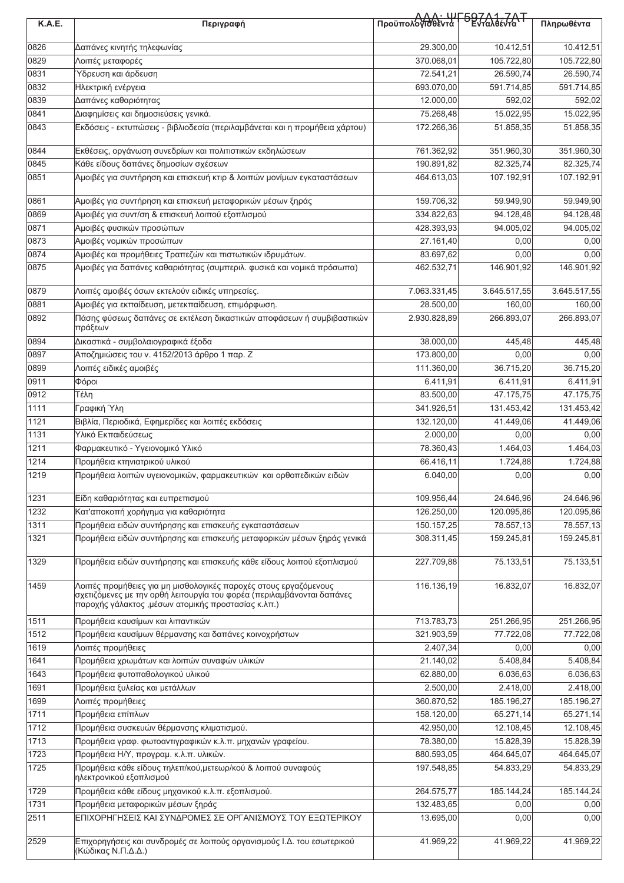| K.A.E. | Περιγραφή | Προϋπολογισθέντα | Ενταλθέντα | Πληρωθέντα |
|---|---|---|---|---|
| 0826 | Δαπάνες κινητής τηλεφωνίας | 29.300,00 | 10.412,51 | 10.412,51 |
| 0829 | Λοιπές μεταφορές | 370.068,01 | 105.722,80 | 105.722,80 |
| 0831 | Ύδρευση και άρδευση | 72.541,21 | 26.590,74 | 26.590,74 |
| 0832 | Ηλεκτρική ενέργεια | 693.070,00 | 591.714,85 | 591.714,85 |
| 0839 | Δαπάνες καθαριότητας | 12.000,00 | 592,02 | 592,02 |
| 0841 | Διαφημίσεις και δημοσιεύσεις γενικά. | 75.268,48 | 15.022,95 | 15.022,95 |
| 0843 | Εκδόσεις - εκτυπώσεις - βιβλιοδεσία (περιλαμβάνεται και η προμήθεια χάρτου) | 172.266,36 | 51.858,35 | 51.858,35 |
| 0844 | Εκθέσεις, οργάνωση συνεδρίων και πολιτιστικών εκδηλώσεων | 761.362,92 | 351.960,30 | 351.960,30 |
| 0845 | Κάθε είδους δαπάνες δημοσίων σχέσεων | 190.891,82 | 82.325,74 | 82.325,74 |
| 0851 | Αμοιβές για συντήρηση και επισκευή κτιρ & λοιπών μονίμων εγκαταστάσεων | 464.613,03 | 107.192,91 | 107.192,91 |
| 0861 | Αμοιβές για συντήρηση και επισκευή μεταφορικών μέσων ξηράς | 159.706,32 | 59.949,90 | 59.949,90 |
| 0869 | Αμοιβές για συντ/ση & επισκευή λοιπού εξοπλισμού | 334.822,63 | 94.128,48 | 94.128,48 |
| 0871 | Αμοιβές φυσικών προσώπων | 428.393,93 | 94.005,02 | 94.005,02 |
| 0873 | Αμοιβές νομικών προσώπων | 27.161,40 | 0,00 | 0,00 |
| 0874 | Αμοιβές και προμήθειες Τραπεζών και πιστωτικών ιδρυμάτων. | 83.697,62 | 0,00 | 0,00 |
| 0875 | Αμοιβές για δαπάνες καθαριότητας (συμπεριλ. φυσικά και νομικά πρόσωπα) | 462.532,71 | 146.901,92 | 146.901,92 |
| 0879 | Λοιπές αμοιβές όσων εκτελούν ειδικές υπηρεσίες. | 7.063.331,45 | 3.645.517,55 | 3.645.517,55 |
| 0881 | Αμοιβές για εκπαίδευση, μετεκπαίδευση, επιμόρφωση. | 28.500,00 | 160,00 | 160,00 |
| 0892 | Πάσης φύσεως δαπάνες σε εκτέλεση δικαστικών αποφάσεων ή συμβιβαστικών πράξεων | 2.930.828,89 | 266.893,07 | 266.893,07 |
| 0894 | Δικαστικά - συμβολαιογραφικά έξοδα | 38.000,00 | 445,48 | 445,48 |
| 0897 | Αποζημιώσεις του ν. 4152/2013 άρθρο 1 παρ. Ζ | 173.800,00 | 0,00 | 0,00 |
| 0899 | Λοιπές ειδικές αμοιβές | 111.360,00 | 36.715,20 | 36.715,20 |
| 0911 | Φόροι | 6.411,91 | 6.411,91 | 6.411,91 |
| 0912 | Τέλη | 83.500,00 | 47.175,75 | 47.175,75 |
| 1111 | Γραφική Ύλη | 341.926,51 | 131.453,42 | 131.453,42 |
| 1121 | Βιβλία, Περιοδικά, Εφημερίδες και λοιπές εκδόσεις | 132.120,00 | 41.449,06 | 41.449,06 |
| 1131 | Υλικό Εκπαιδεύσεως | 2.000,00 | 0,00 | 0,00 |
| 1211 | Φαρμακευτικό - Υγειονομικό Υλικό | 78.360,43 | 1.464,03 | 1.464,03 |
| 1214 | Προμήθεια κτηνιατρικού υλικού | 66.416,11 | 1.724,88 | 1.724,88 |
| 1219 | Προμήθεια λοιπών υγειονομικών, φαρμακευτικών και ορθοπεδικών ειδών | 6.040,00 | 0,00 | 0,00 |
| 1231 | Είδη καθαριότητας και ευπρεπισμού | 109.956,44 | 24.646,96 | 24.646,96 |
| 1232 | Κατ'αποκοπή χορήγημα για καθαριότητα | 126.250,00 | 120.095,86 | 120.095,86 |
| 1311 | Προμήθεια ειδών συντήρησης και επισκευής εγκαταστάσεων | 150.157,25 | 78.557,13 | 78.557,13 |
| 1321 | Προμήθεια ειδών συντήρησης και επισκευής μεταφορικών μέσων ξηράς γενικά | 308.311,45 | 159.245,81 | 159.245,81 |
| 1329 | Προμήθεια ειδών συντήρησης και επισκευής κάθε είδους λοιπού εξοπλισμού | 227.709,88 | 75.133,51 | 75.133,51 |
| 1459 | Λοιπές προμήθειες για μη μισθολογικές παροχές στους εργαζόμενους σχετιζόμενες με την ορθή λειτουργία του φορέα (περιλαμβάνονται δαπάνες παροχής γάλακτος ,μέσων ατομικής προστασίας κ.λπ.) | 116.136,19 | 16.832,07 | 16.832,07 |
| 1511 | Προμήθεια καυσίμων και λιπαντικών | 713.783,73 | 251.266,95 | 251.266,95 |
| 1512 | Προμήθεια καυσίμων θέρμανσης και δαπάνες κοινοχρήστων | 321.903,59 | 77.722,08 | 77.722,08 |
| 1619 | Λοιπές προμήθειες | 2.407,34 | 0,00 | 0,00 |
| 1641 | Προμήθεια χρωμάτων και λοιπών συναφών υλικών | 21.140,02 | 5.408,84 | 5.408,84 |
| 1643 | Προμήθεια φυτοπαθολογικού υλικού | 62.880,00 | 6.036,63 | 6.036,63 |
| 1691 | Προμήθεια ξυλείας και μετάλλων | 2.500,00 | 2.418,00 | 2.418,00 |
| 1699 | Λοιπές προμήθειες | 360.870,52 | 185.196,27 | 185.196,27 |
| 1711 | Προμήθεια επίπλων | 158.120,00 | 65.271,14 | 65.271,14 |
| 1712 | Προμήθεια συσκευών θέρμανσης κλιματισμού. | 42.950,00 | 12.108,45 | 12.108,45 |
| 1713 | Προμήθεια γραφ. φωτοαντιγραφικών κ.λ.π. μηχανών γραφείου. | 78.380,00 | 15.828,39 | 15.828,39 |
| 1723 | Προμήθεια Η/Υ, προγραμ. κ.λ.π. υλικών. | 880.593,05 | 464.645,07 | 464.645,07 |
| 1725 | Προμήθεια κάθε είδους τηλεπ/κού,μετεωρ/κού & λοιπού συναφούς ηλεκτρονικού εξοπλισμού | 197.548,85 | 54.833,29 | 54.833,29 |
| 1729 | Προμήθεια κάθε είδους μηχανικού κ.λ.π. εξοπλισμού. | 264.575,77 | 185.144,24 | 185.144,24 |
| 1731 | Προμήθεια μεταφορικών μέσων ξηράς | 132.483,65 | 0,00 | 0,00 |
| 2511 | ΕΠΙΧΟΡΗΓΗΣΕΙΣ ΚΑΙ ΣΥΝΔΡΟΜΕΣ ΣΕ ΟΡΓΑΝΙΣΜΟΥΣ ΤΟΥ ΕΞΩΤΕΡΙΚΟΥ | 13.695,00 | 0,00 | 0,00 |
| 2529 | Επιχορηγήσεις και συνδρομές σε λοιπούς οργανισμούς Ι.Δ. του εσωτερικού (Κώδικας Ν.Π.Δ.Δ.) | 41.969,22 | 41.969,22 | 41.969,22 |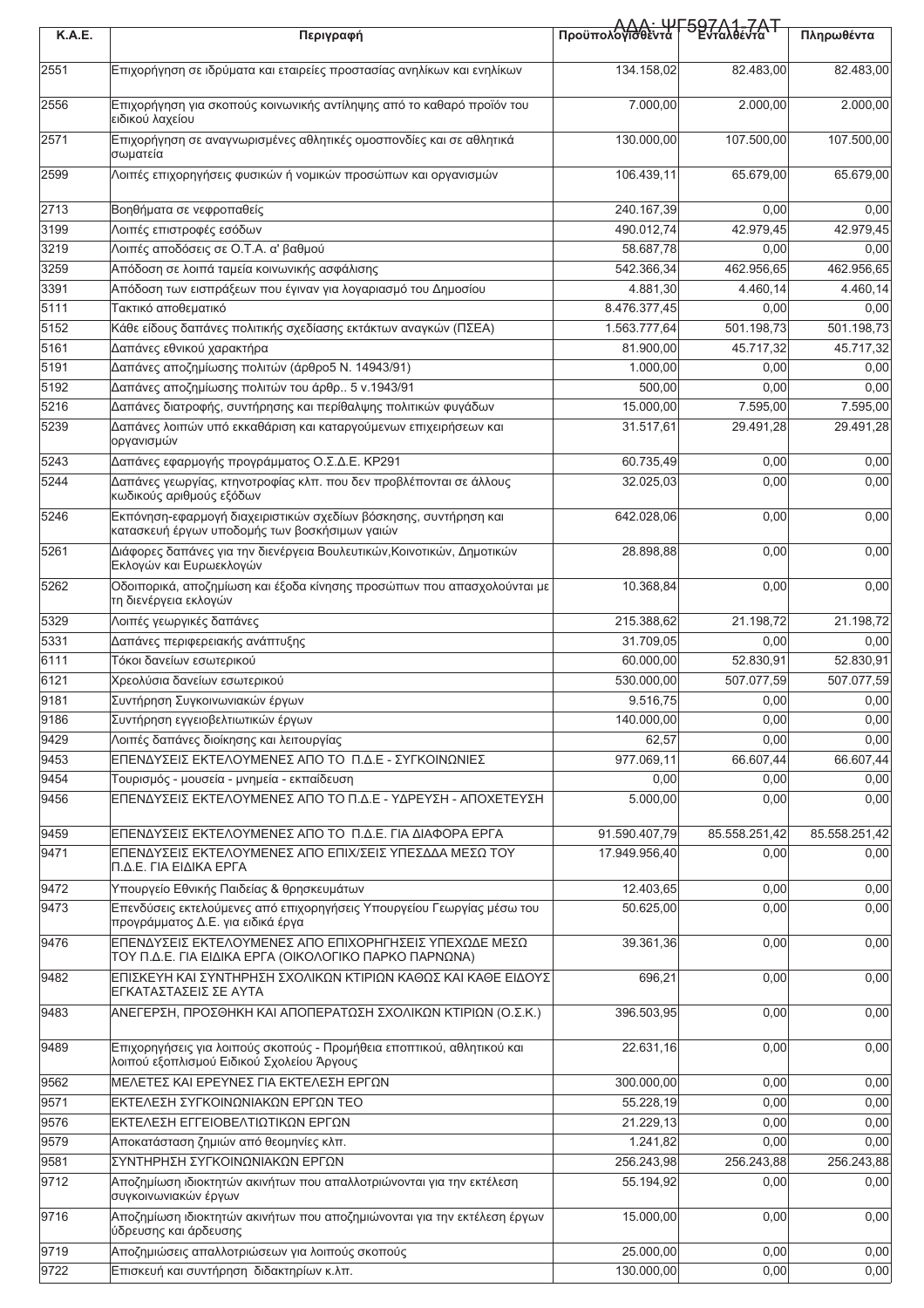| Κ.Α.Ε. | Περιγραφή | Προϋπολογισθέντα | Ενταλθέντα | Πληρωθέντα |
|---|---|---|---|---|
| 2551 | Επιχορήγηση σε ιδρύματα και εταιρείες προστασίας ανηλίκων και ενηλίκων | 134.158,02 | 82.483,00 | 82.483,00 |
| 2556 | Επιχορήγηση για σκοπούς κοινωνικής αντίληψης από το καθαρό προϊόν του ειδικού λαχείου | 7.000,00 | 2.000,00 | 2.000,00 |
| 2571 | Επιχορήγηση σε αναγνωρισμένες αθλητικές ομοσπονδίες και σε αθλητικά σωματεία | 130.000,00 | 107.500,00 | 107.500,00 |
| 2599 | Λοιπές επιχορηγήσεις φυσικών ή νομικών προσώπων και οργανισμών | 106.439,11 | 65.679,00 | 65.679,00 |
| 2713 | Βοηθήματα σε νεφροπαθείς | 240.167,39 | 0,00 | 0,00 |
| 3199 | Λοιπές επιστροφές εσόδων | 490.012,74 | 42.979,45 | 42.979,45 |
| 3219 | Λοιπές αποδόσεις σε Ο.Τ.Α. α' βαθμού | 58.687,78 | 0,00 | 0,00 |
| 3259 | Απόδοση σε λοιπά ταμεία κοινωνικής ασφάλισης | 542.366,34 | 462.956,65 | 462.956,65 |
| 3391 | Απόδοση των εισπράξεων που έγιναν για λογαριασμό του Δημοσίου | 4.881,30 | 4.460,14 | 4.460,14 |
| 5111 | Τακτικό αποθεματικό | 8.476.377,45 | 0,00 | 0,00 |
| 5152 | Κάθε είδους δαπάνες πολιτικής σχεδίασης εκτάκτων αναγκών (ΠΣΕΑ) | 1.563.777,64 | 501.198,73 | 501.198,73 |
| 5161 | Δαπάνες εθνικού χαρακτήρα | 81.900,00 | 45.717,32 | 45.717,32 |
| 5191 | Δαπάνες αποζημίωσης πολιτών (άρθρο5 Ν. 14943/91) | 1.000,00 | 0,00 | 0,00 |
| 5192 | Δαπάνες αποζημίωσης πολιτών του άρθρ.. 5 ν.1943/91 | 500,00 | 0,00 | 0,00 |
| 5216 | Δαπάνες διατροφής, συντήρησης και περίθαλψης πολιτικών φυγάδων | 15.000,00 | 7.595,00 | 7.595,00 |
| 5239 | Δαπάνες λοιπών υπό εκκαθάριση και καταργούμενων επιχειρήσεων και οργανισμών | 31.517,61 | 29.491,28 | 29.491,28 |
| 5243 | Δαπάνες εφαρμογής προγράμματος Ο.Σ.Δ.Ε. ΚΡ291 | 60.735,49 | 0,00 | 0,00 |
| 5244 | Δαπάνες γεωργίας, κτηνοτροφίας κλπ. που δεν προβλέπονται σε άλλους κωδικούς αριθμούς εξόδων | 32.025,03 | 0,00 | 0,00 |
| 5246 | Εκπόνηση-εφαρμογή διαχειριστικών σχεδίων βόσκησης, συντήρηση και κατασκευή έργων υποδομής των βοσκήσιμων γαιών | 642.028,06 | 0,00 | 0,00 |
| 5261 | Διάφορες δαπάνες για την διενέργεια Βουλευτικών,Κοινοτικών, Δημοτικών Εκλογών και Ευρωεκλογών | 28.898,88 | 0,00 | 0,00 |
| 5262 | Οδοιπορικά, αποζημίωση και έξοδα κίνησης προσώπων που απασχολούνται με τη διενέργεια εκλογών | 10.368,84 | 0,00 | 0,00 |
| 5329 | Λοιπές γεωργικές δαπάνες | 215.388,62 | 21.198,72 | 21.198,72 |
| 5331 | Δαπάνες περιφερειακής ανάπτυξης | 31.709,05 | 0,00 | 0,00 |
| 6111 | Τόκοι δανείων εσωτερικού | 60.000,00 | 52.830,91 | 52.830,91 |
| 6121 | Χρεολύσια δανείων εσωτερικού | 530.000,00 | 507.077,59 | 507.077,59 |
| 9181 | Συντήρηση Συγκοινωνιακών έργων | 9.516,75 | 0,00 | 0,00 |
| 9186 | Συντήρηση εγγειοβελτιωτικών έργων | 140.000,00 | 0,00 | 0,00 |
| 9429 | Λοιπές δαπάνες διοίκησης και λειτουργίας | 62,57 | 0,00 | 0,00 |
| 9453 | ΕΠΕΝΔΥΣΕΙΣ ΕΚΤΕΛΟΥΜΕΝΕΣ ΑΠΟ ΤΟ Π.Δ.Ε - ΣΥΓΚΟΙΝΩΝΙΕΣ | 977.069,11 | 66.607,44 | 66.607,44 |
| 9454 | Τουρισμός - μουσεία - μνημεία - εκπαίδευση | 0,00 | 0,00 | 0,00 |
| 9456 | ΕΠΕΝΔΥΣΕΙΣ ΕΚΤΕΛΟΥΜΕΝΕΣ ΑΠΟ ΤΟ Π.Δ.Ε - ΥΔΡΕΥΣΗ - ΑΠΟΧΕΤΕΥΣΗ | 5.000,00 | 0,00 | 0,00 |
| 9459 | ΕΠΕΝΔΥΣΕΙΣ ΕΚΤΕΛΟΥΜΕΝΕΣ ΑΠΟ ΤΟ Π.Δ.Ε. ΓΙΑ ΔΙΑΦΟΡΑ ΕΡΓΑ | 91.590.407,79 | 85.558.251,42 | 85.558.251,42 |
| 9471 | ΕΠΕΝΔΥΣΕΙΣ ΕΚΤΕΛΟΥΜΕΝΕΣ ΑΠΟ ΕΠΙΧ/ΣΕΙΣ ΥΠΕΣΔΔΑ ΜΕΣΩ ΤΟΥ Π.Δ.Ε. ΓΙΑ ΕΙΔΙΚΑ ΕΡΓΑ | 17.949.956,40 | 0,00 | 0,00 |
| 9472 | Υπουργείο Εθνικής Παιδείας & θρησκευμάτων | 12.403,65 | 0,00 | 0,00 |
| 9473 | Επενδύσεις εκτελούμενες από επιχορηγήσεις Υπουργείου Γεωργίας μέσω του προγράμματος Δ.Ε. για ειδικά έργα | 50.625,00 | 0,00 | 0,00 |
| 9476 | ΕΠΕΝΔΥΣΕΙΣ ΕΚΤΕΛΟΥΜΕΝΕΣ ΑΠΟ ΕΠΙΧΟΡΗΓΗΣΕΙΣ ΥΠΕΧΩΔΕ ΜΕΣΩ ΤΟΥ Π.Δ.Ε. ΓΙΑ ΕΙΔΙΚΑ ΕΡΓΑ (ΟΙΚΟΛΟΓΙΚΟ ΠΑΡΚΟ ΠΑΡΝΩΝΑ) | 39.361,36 | 0,00 | 0,00 |
| 9482 | ΕΠΙΣΚΕΥΗ ΚΑΙ ΣΥΝΤΗΡΗΣΗ ΣΧΟΛΙΚΩΝ ΚΤΙΡΙΩΝ ΚΑΘΩΣ ΚΑΙ ΚΑΘΕ ΕΙΔΟΥΣ ΕΓΚΑΤΑΣΤΑΣΕΙΣ ΣΕ ΑΥΤΑ | 696,21 | 0,00 | 0,00 |
| 9483 | ΑΝΕΓΕΡΣΗ, ΠΡΟΣΘΗΚΗ ΚΑΙ ΑΠΟΠΕΡΑΤΩΣΗ ΣΧΟΛΙΚΩΝ ΚΤΙΡΙΩΝ (Ο.Σ.Κ.) | 396.503,95 | 0,00 | 0,00 |
| 9489 | Επιχορηγήσεις για λοιπούς σκοπούς - Προμήθεια εποπτικού, αθλητικού και λοιπού εξοπλισμού Ειδικού Σχολείου Άργους | 22.631,16 | 0,00 | 0,00 |
| 9562 | ΜΕΛΕΤΕΣ ΚΑΙ ΕΡΕΥΝΕΣ ΓΙΑ ΕΚΤΕΛΕΣΗ ΕΡΓΩΝ | 300.000,00 | 0,00 | 0,00 |
| 9571 | ΕΚΤΕΛΕΣΗ ΣΥΓΚΟΙΝΩΝΙΑΚΩΝ ΕΡΓΩΝ ΤΕΟ | 55.228,19 | 0,00 | 0,00 |
| 9576 | ΕΚΤΕΛΕΣΗ ΕΓΓΕΙΟΒΕΛΤΙΩΤΙΚΩΝ ΕΡΓΩΝ | 21.229,13 | 0,00 | 0,00 |
| 9579 | Αποκατάσταση ζημιών από θεομηνίες κλπ. | 1.241,82 | 0,00 | 0,00 |
| 9581 | ΣΥΝΤΗΡΗΣΗ ΣΥΓΚΟΙΝΩΝΙΑΚΩΝ ΕΡΓΩΝ | 256.243,98 | 256.243,88 | 256.243,88 |
| 9712 | Αποζημίωση ιδιοκτητών ακινήτων που απαλλοτριώνονται για την εκτέλεση συγκοινωνιακών έργων | 55.194,92 | 0,00 | 0,00 |
| 9716 | Αποζημίωση ιδιοκτητών ακινήτων που αποζημιώνονται για την εκτέλεση έργων ύδρευσης και άρδευσης | 15.000,00 | 0,00 | 0,00 |
| 9719 | Αποζημιώσεις απαλλοτριώσεων για λοιπούς σκοπούς | 25.000,00 | 0,00 | 0,00 |
| 9722 | Επισκευή και συντήρηση διδακτηρίων κ.λπ. | 130.000,00 | 0,00 | 0,00 |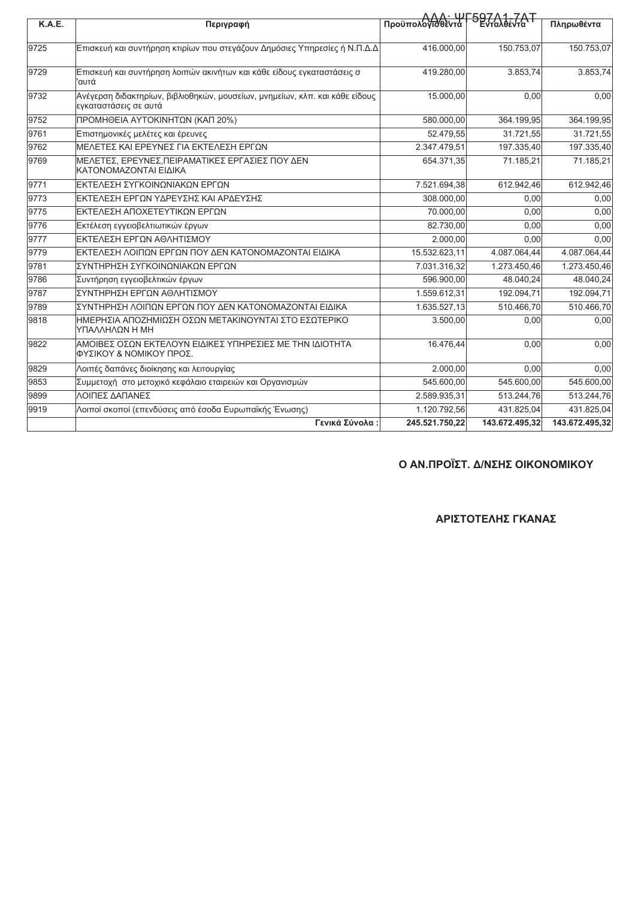ΑΔΑ: ΨΓ597Λ1-7ΑΤ

| Κ.Α.Ε. | Περιγραφή | Προϋπολογισθέντα | Ενταλθέντα | Πληρωθέντα |
|---|---|---|---|---|
| 9725 | Επισκευή και συντήρηση κτιρίων που στεγάζουν Δημόσιες Υπηρεσίες ή Ν.Π.Δ.Δ | 416.000,00 | 150.753,07 | 150.753,07 |
| 9729 | Επισκευή και συντήρηση λοιπών ακινήτων και κάθε είδους εγκαταστάσεις σ 'αυτά | 419.280,00 | 3.853,74 | 3.853,74 |
| 9732 | Ανέγερση διδακτηρίων, βιβλιοθηκών, μουσείων, μνημείων, κλπ. και κάθε είδους εγκαταστάσεις σε αυτά | 15.000,00 | 0,00 | 0,00 |
| 9752 | ΠΡΟΜΗΘΕΙΑ ΑΥΤΟΚΙΝΗΤΩΝ (ΚΑΠ 20%) | 580.000,00 | 364.199,95 | 364.199,95 |
| 9761 | Επιστημονικές μελέτες και έρευνες | 52.479,55 | 31.721,55 | 31.721,55 |
| 9762 | ΜΕΛΕΤΕΣ ΚΑΙ ΕΡΕΥΝΕΣ ΓΙΑ ΕΚΤΕΛΕΣΗ ΕΡΓΩΝ | 2.347.479,51 | 197.335,40 | 197.335,40 |
| 9769 | ΜΕΛΕΤΕΣ, ΕΡΕΥΝΕΣ,ΠΕΙΡΑΜΑΤΙΚΕΣ ΕΡΓΑΣΙΕΣ ΠΟΥ ΔΕΝ ΚΑΤΟΝΟΜΑΖΟΝΤΑΙ ΕΙΔΙΚΑ | 654.371,35 | 71.185,21 | 71.185,21 |
| 9771 | ΕΚΤΕΛΕΣΗ ΣΥΓΚΟΙΝΩΝΙΑΚΩΝ ΕΡΓΩΝ | 7.521.694,38 | 612.942,46 | 612.942,46 |
| 9773 | ΕΚΤΕΛΕΣΗ ΕΡΓΩΝ ΥΔΡΕΥΣΗΣ ΚΑΙ ΑΡΔΕΥΣΗΣ | 308.000,00 | 0,00 | 0,00 |
| 9775 | ΕΚΤΕΛΕΣΗ ΑΠΟΧΕΤΕΥΤΙΚΩΝ ΕΡΓΩΝ | 70.000,00 | 0,00 | 0,00 |
| 9776 | Εκτέλεση εγγειοβελτιωτικών έργων | 82.730,00 | 0,00 | 0,00 |
| 9777 | ΕΚΤΕΛΕΣΗ ΕΡΓΩΝ ΑΘΛΗΤΙΣΜΟΥ | 2.000,00 | 0,00 | 0,00 |
| 9779 | ΕΚΤΕΛΕΣΗ ΛΟΙΠΩΝ ΕΡΓΩΝ ΠΟΥ ΔΕΝ ΚΑΤΟΝΟΜΑΖΟΝΤΑΙ ΕΙΔΙΚΑ | 15.532.623,11 | 4.087.064,44 | 4.087.064,44 |
| 9781 | ΣΥΝΤΗΡΗΣΗ ΣΥΓΚΟΙΝΩΝΙΑΚΩΝ ΕΡΓΩΝ | 7.031.316,32 | 1.273.450,46 | 1.273.450,46 |
| 9786 | Συντήρηση εγγειοβελτικών έργων | 596.900,00 | 48.040,24 | 48.040,24 |
| 9787 | ΣΥΝΤΗΡΗΣΗ ΕΡΓΩΝ ΑΘΛΗΤΙΣΜΟΥ | 1.559.612,31 | 192.094,71 | 192.094,71 |
| 9789 | ΣΥΝΤΗΡΗΣΗ ΛΟΙΠΩΝ ΕΡΓΩΝ ΠΟΥ ΔΕΝ ΚΑΤΟΝΟΜΑΖΟΝΤΑΙ ΕΙΔΙΚΑ | 1.635.527,13 | 510.466,70 | 510.466,70 |
| 9818 | ΗΜΕΡΗΣΙΑ ΑΠΟΖΗΜΙΩΣΗ ΟΣΩΝ ΜΕΤΑΚΙΝΟΥΝΤΑΙ ΣΤΟ ΕΣΩΤΕΡΙΚΟ ΥΠΑΛΛΗΛΩΝ Η ΜΗ | 3.500,00 | 0,00 | 0,00 |
| 9822 | ΑΜΟΙΒΕΣ ΟΣΩΝ ΕΚΤΕΛΟΥΝ ΕΙΔΙΚΕΣ ΥΠΗΡΕΣΙΕΣ ΜΕ ΤΗΝ ΙΔΙΟΤΗΤΑ ΦΥΣΙΚΟΥ & ΝΟΜΙΚΟΥ ΠΡΟΣ. | 16.476,44 | 0,00 | 0,00 |
| 9829 | Λοιπές δαπάνες διοίκησης και λειτουργίας | 2.000,00 | 0,00 | 0,00 |
| 9853 | Συμμετοχή στο μετοχικό κεφάλαιο εταιρειών και Οργανισμών | 545.600,00 | 545.600,00 | 545.600,00 |
| 9899 | ΛΟΙΠΕΣ ΔΑΠΑΝΕΣ | 2.589.935,31 | 513.244,76 | 513.244,76 |
| 9919 | Λοιποί σκοποί (επενδύσεις από έσοδα Ευρωπαϊκής Ένωσης) | 1.120.792,56 | 431.825,04 | 431.825,04 |
| | **Γενικά Σύνολα :** | **245.521.750,22** | **143.672.495,32** | **143.672.495,32** |

**Ο ΑΝ.ΠΡΟΪΣΤ. Δ/ΝΣΗΣ ΟΙΚΟΝΟΜΙΚΟΥ**

**ΑΡΙΣΤΟΤΕΛΗΣ ΓΚΑΝΑΣ**